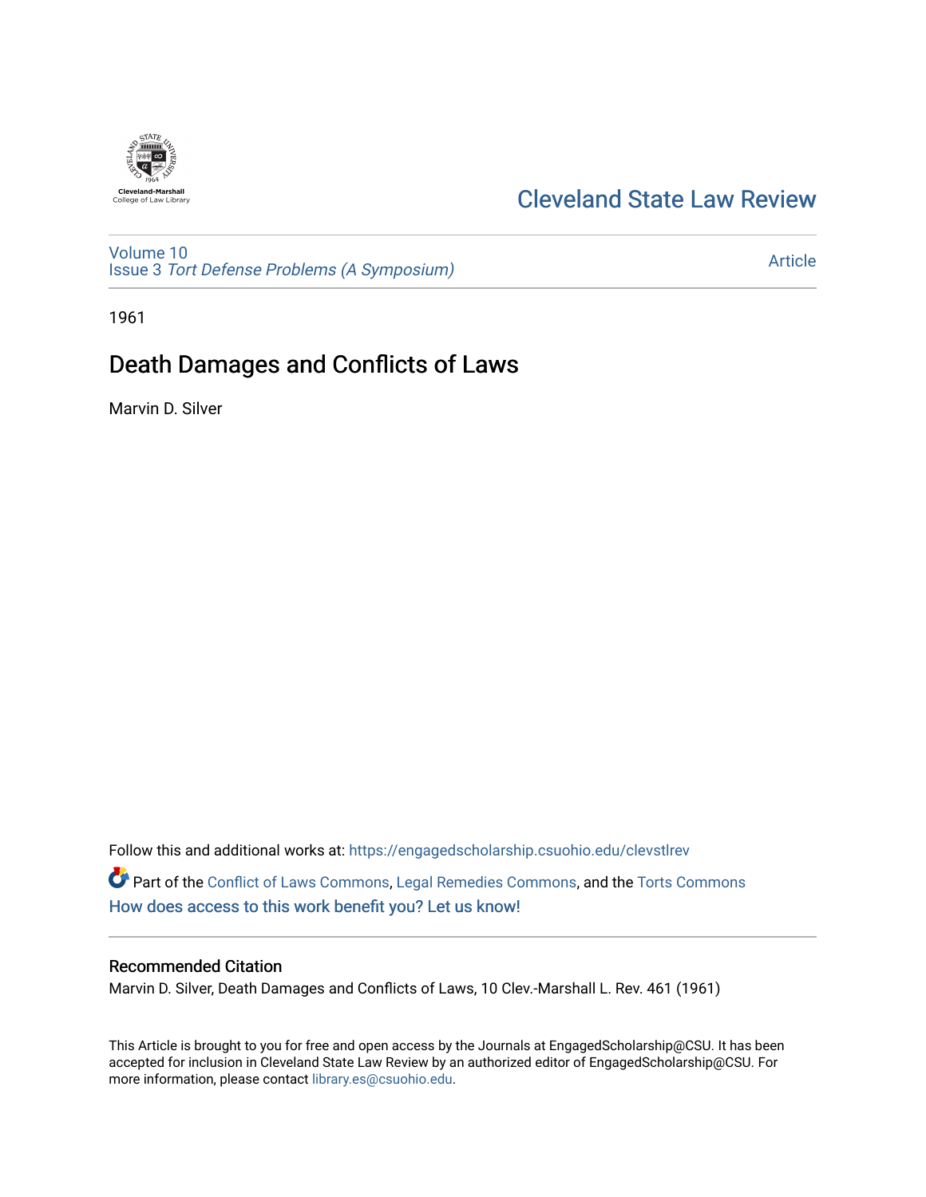# Cleveland State Law Review

Volume 10
Issue 3 *Tort Defense Problems (A Symposium)*

Article

1961

## Death Damages and Conflicts of Laws

Marvin D. Silver

Follow this and additional works at: https://engagedscholarship.csuohio.edu/clevstlrev

Part of the Conflict of Laws Commons, Legal Remedies Commons, and the Torts Commons

How does access to this work benefit you? Let us know!

### Recommended Citation

Marvin D. Silver, Death Damages and Conflicts of Laws, 10 Clev.-Marshall L. Rev. 461 (1961)

This Article is brought to you for free and open access by the Journals at EngagedScholarship@CSU. It has been accepted for inclusion in Cleveland State Law Review by an authorized editor of EngagedScholarship@CSU. For more information, please contact library.es@csuohio.edu.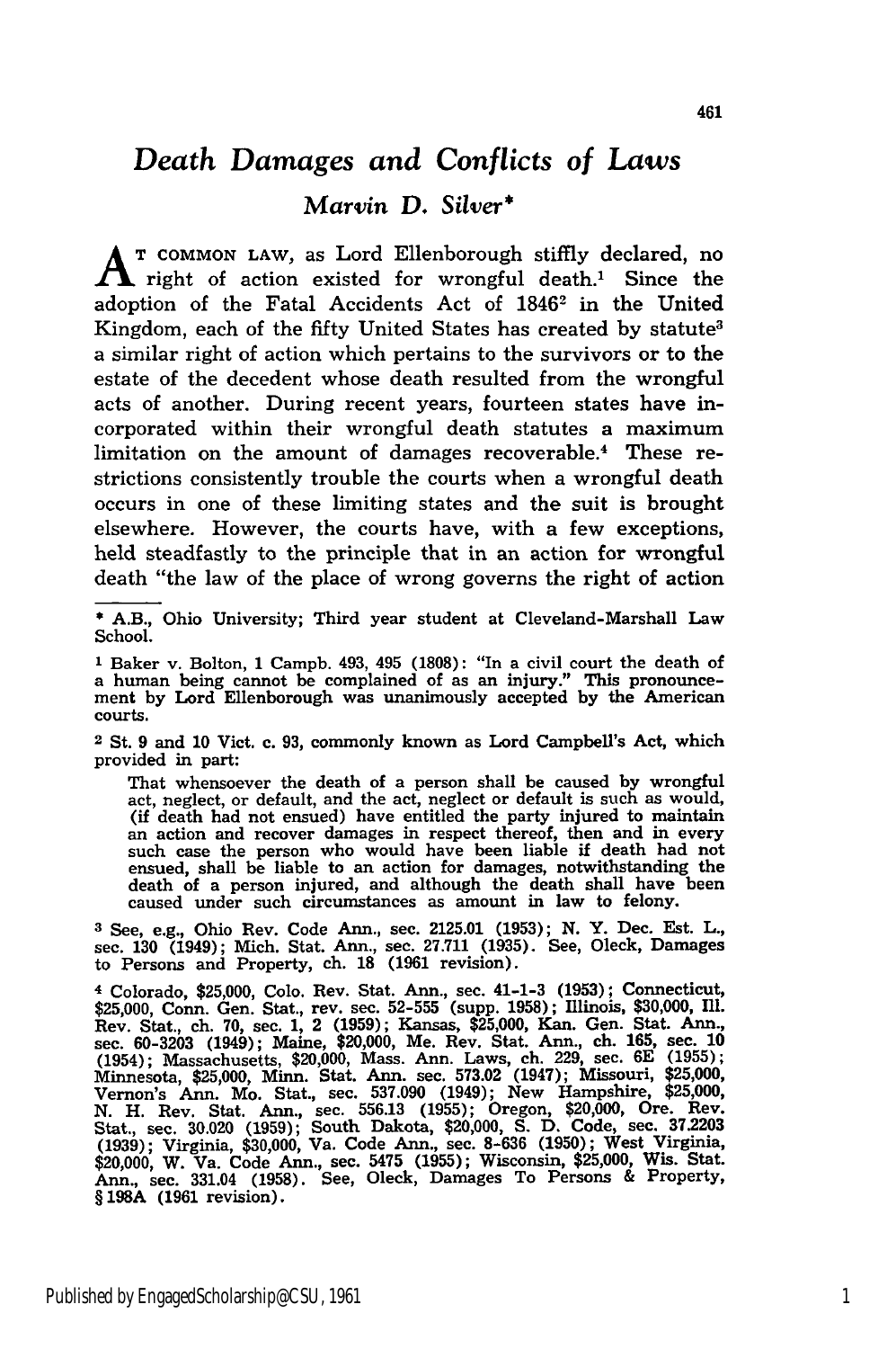# Death Damages and Conflicts of Laws

*Marvin D. Silver**

At common law, as Lord Ellenborough stiffly declared, no right of action existed for wrongful death.[1] Since the adoption of the Fatal Accidents Act of 1846[2] in the United Kingdom, each of the fifty United States has created by statute[3] a similar right of action which pertains to the survivors or to the estate of the decedent whose death resulted from the wrongful acts of another. During recent years, fourteen states have incorporated within their wrongful death statutes a maximum limitation on the amount of damages recoverable.[4] These restrictions consistently trouble the courts when a wrongful death occurs in one of these limiting states and the suit is brought elsewhere. However, the courts have, with a few exceptions, held steadfastly to the principle that in an action for wrongful death "the law of the place of wrong governs the right of action

---

\* A.B., Ohio University; Third year student at Cleveland-Marshall Law School.

[1] Baker v. Bolton, 1 Campb. 493, 495 (1808): "In a civil court the death of a human being cannot be complained of as an injury." This pronouncement by Lord Ellenborough was unanimously accepted by the American courts.

[2] St. 9 and 10 Vict. c. 93, commonly known as Lord Campbell's Act, which provided in part:

> That whensoever the death of a person shall be caused by wrongful act, neglect, or default, and the act, neglect or default is such as would, (if death had not ensued) have entitled the party injured to maintain an action and recover damages in respect thereof, then and in every such case the person who would have been liable if death had not ensued, shall be liable to an action for damages, notwithstanding the death of a person injured, and although the death shall have been caused under such circumstances as amount in law to felony.

[3] See, e.g., Ohio Rev. Code Ann., sec. 2125.01 (1953); N. Y. Dec. Est. L., sec. 130 (1949); Mich. Stat. Ann., sec. 27.711 (1935). See, Oleck, Damages to Persons and Property, ch. 18 (1961 revision).

[4] Colorado, $25,000, Colo. Rev. Stat. Ann., sec. 41-1-3 (1953); Connecticut, $25,000, Conn. Gen. Stat., rev. sec. 52-555 (supp. 1958); Illinois, $30,000, Ill. Rev. Stat., ch. 70, sec. 1, 2 (1959); Kansas, $25,000, Kan. Gen. Stat. Ann., sec. 60-3203 (1949); Maine, $20,000, Me. Rev. Stat. Ann., ch. 165, sec. 10 (1954); Massachusetts, $20,000, Mass. Ann. Laws, ch. 229, sec. 6E (1955); Minnesota, $25,000, Minn. Stat. Ann. sec. 573.02 (1947); Missouri, $25,000, Vernon's Ann. Mo. Stat., sec. 537.090 (1949); New Hampshire, $25,000, N. H. Rev. Stat. Ann., sec. 556.13 (1955); Oregon, $20,000, Ore. Rev. Stat., sec. 30.020 (1959); South Dakota, $20,000, S. D. Code, sec. 37.2203 (1939); Virginia, $30,000, Va. Code Ann., sec. 8-636 (1950); West Virginia, $20,000, W. Va. Code Ann., sec. 5475 (1955); Wisconsin, $25,000, Wis. Stat. Ann., sec. 331.04 (1958). See, Oleck, Damages To Persons & Property, § 198A (1961 revision).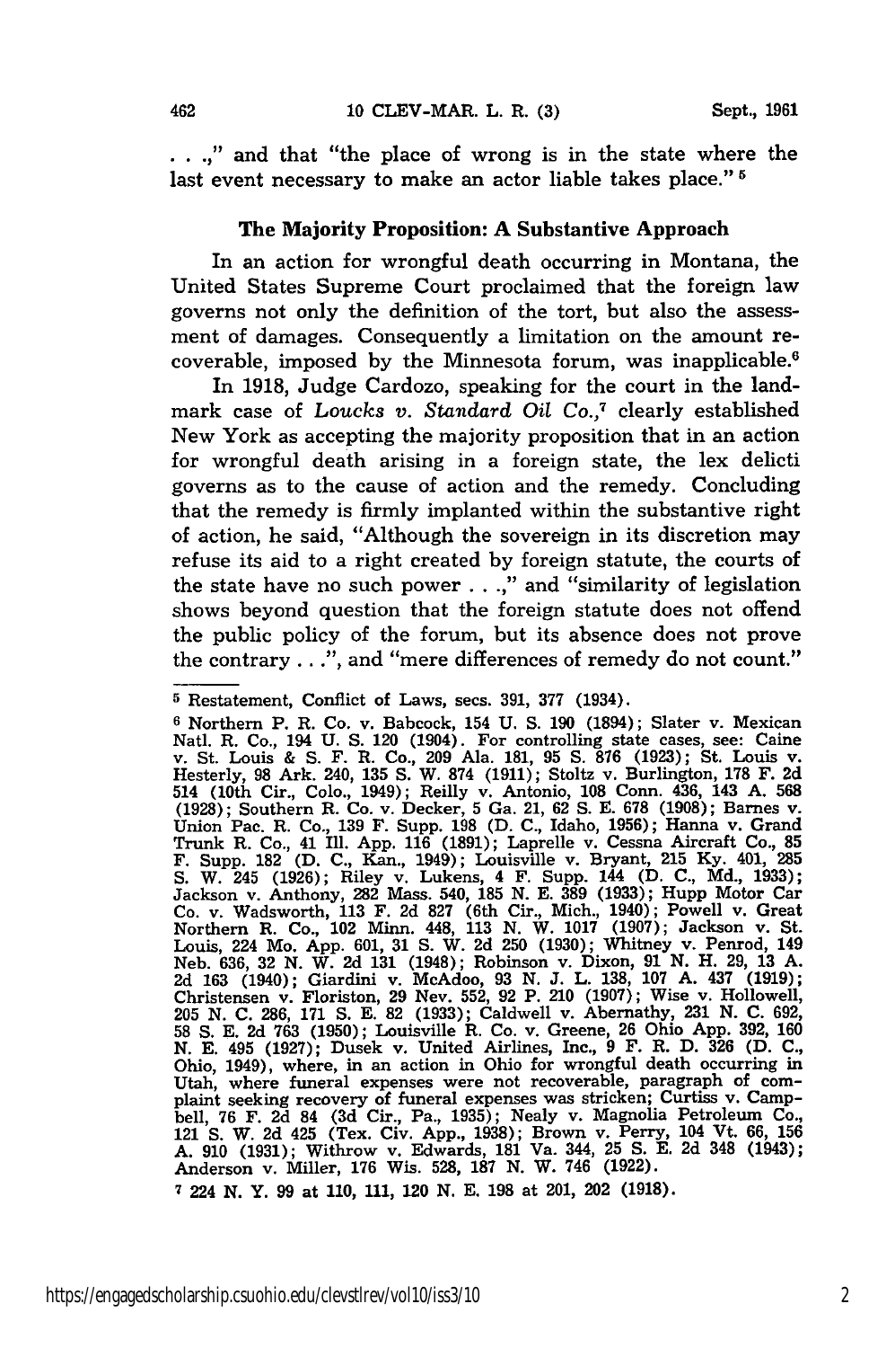. . .," and that "the place of wrong is in the state where the last event necessary to make an actor liable takes place."[5]

## The Majority Proposition: A Substantive Approach

In an action for wrongful death occurring in Montana, the United States Supreme Court proclaimed that the foreign law governs not only the definition of the tort, but also the assessment of damages. Consequently a limitation on the amount recoverable, imposed by the Minnesota forum, was inapplicable.[6]

In 1918, Judge Cardozo, speaking for the court in the landmark case of *Loucks v. Standard Oil Co.*,[7] clearly established New York as accepting the majority proposition that in an action for wrongful death arising in a foreign state, the lex delicti governs as to the cause of action and the remedy. Concluding that the remedy is firmly implanted within the substantive right of action, he said, "Although the sovereign in its discretion may refuse its aid to a right created by foreign statute, the courts of the state have no such power . . .," and "similarity of legislation shows beyond question that the foreign statute does not offend the public policy of the forum, but its absence does not prove the contrary . . .", and "mere differences of remedy do not count."

---

[5] Restatement, Conflict of Laws, secs. 391, 377 (1934).

[6] Northern P. R. Co. v. Babcock, 154 U. S. 190 (1894); Slater v. Mexican Natl. R. Co., 194 U. S. 120 (1904). For controlling state cases, see: Caine v. St. Louis & S. F. R. Co., 209 Ala. 181, 95 S. 876 (1923); St. Louis v. Hesterly, 98 Ark. 240, 135 S. W. 874 (1911); Stoltz v. Burlington, 178 F. 2d 514 (10th Cir., Colo., 1949); Reilly v. Antonio, 108 Conn. 436, 143 A. 568 (1928); Southern R. Co. v. Decker, 5 Ga. 21, 62 S. E. 678 (1908); Barnes v. Union Pac. R. Co., 139 F. Supp. 198 (D. C., Idaho, 1956); Hanna v. Grand Trunk R. Co., 41 Ill. App. 116 (1891); Laprelle v. Cessna Aircraft Co., 85 F. Supp. 182 (D. C., Kan., 1949); Louisville v. Bryant, 215 Ky. 401, 285 S. W. 245 (1926); Riley v. Lukens, 4 F. Supp. 144 (D. C., Md., 1933); Jackson v. Anthony, 282 Mass. 540, 185 N. E. 389 (1933); Hupp Motor Car Co. v. Wadsworth, 113 F. 2d 827 (6th Cir., Mich., 1940); Powell v. Great Northern R. Co., 102 Minn. 448, 113 N. W. 1017 (1907); Jackson v. St. Louis, 224 Mo. App. 601, 31 S. W. 2d 250 (1930); Whitney v. Penrod, 149 Neb. 636, 32 N. W. 2d 131 (1948); Robinson v. Dixon, 91 N. H. 29, 13 A. 2d 163 (1940); Giardini v. McAdoo, 93 N. J. L. 138, 107 A. 437 (1919); Christensen v. Floriston, 29 Nev. 552, 92 P. 210 (1907); Wise v. Hollowell, 205 N. C. 286, 171 S. E. 82 (1933); Caldwell v. Abernathy, 231 N. C. 692, 58 S. E. 2d 763 (1950); Louisville R. Co. v. Greene, 26 Ohio App. 392, 160 N. E. 495 (1927); Dusek v. United Airlines, Inc., 9 F. R. D. 326 (D. C., Ohio, 1949), where, in an action in Ohio for wrongful death occurring in Utah, where funeral expenses were not recoverable, paragraph of complaint seeking recovery of funeral expenses was stricken; Curtiss v. Campbell, 76 F. 2d 84 (3d Cir., Pa., 1935); Nealy v. Magnolia Petroleum Co., 121 S. W. 2d 425 (Tex. Civ. App., 1938); Brown v. Perry, 104 Vt. 66, 156 A. 910 (1931); Withrow v. Edwards, 181 Va. 344, 25 S. E. 2d 348 (1943); Anderson v. Miller, 176 Wis. 528, 187 N. W. 746 (1922).

[7] 224 N. Y. 99 at 110, 111, 120 N. E. 198 at 201, 202 (1918).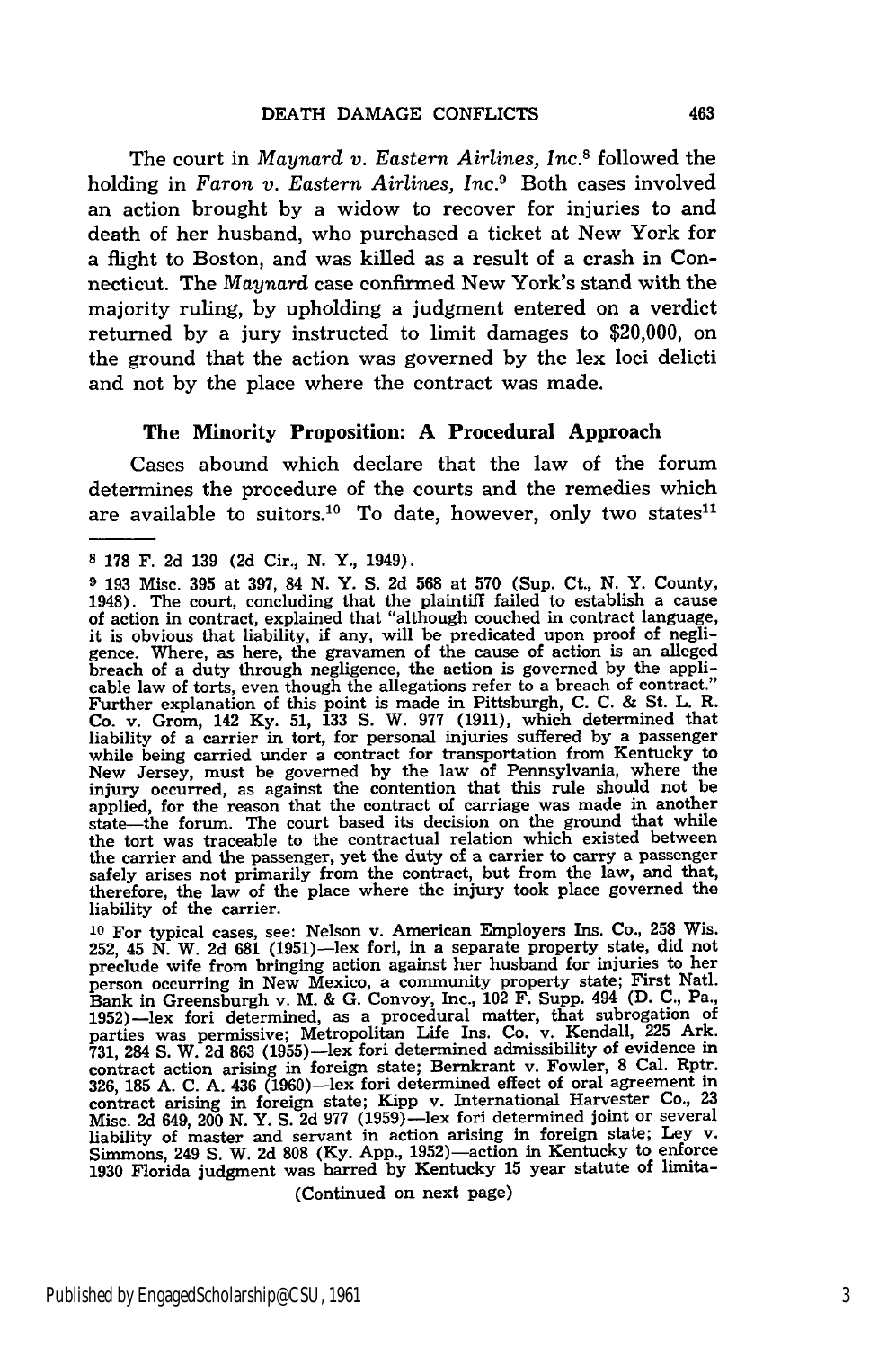The court in *Maynard v. Eastern Airlines, Inc.*[8] followed the holding in *Faron v. Eastern Airlines, Inc.*[9] Both cases involved an action brought by a widow to recover for injuries to and death of her husband, who purchased a ticket at New York for a flight to Boston, and was killed as a result of a crash in Connecticut. The *Maynard* case confirmed New York's stand with the majority ruling, by upholding a judgment entered on a verdict returned by a jury instructed to limit damages to $20,000, on the ground that the action was governed by the lex loci delicti and not by the place where the contract was made.

### The Minority Proposition: A Procedural Approach

Cases abound which declare that the law of the forum determines the procedure of the courts and the remedies which are available to suitors.[10] To date, however, only two states[11]

---

[8] 178 F. 2d 139 (2d Cir., N. Y., 1949).

[9] 193 Misc. 395 at 397, 84 N. Y. S. 2d 568 at 570 (Sup. Ct., N. Y. County, 1948). The court, concluding that the plaintiff failed to establish a cause of action in contract, explained that "although couched in contract language, it is obvious that liability, if any, will be predicated upon proof of negligence. Where, as here, the gravamen of the cause of action is an alleged breach of a duty through negligence, the action is governed by the applicable law of torts, even though the allegations refer to a breach of contract." Further explanation of this point is made in Pittsburgh, C. C. & St. L. R. Co. v. Grom, 142 Ky. 51, 133 S. W. 977 (1911), which determined that liability of a carrier in tort, for personal injuries suffered by a passenger while being carried under a contract for transportation from Kentucky to New Jersey, must be governed by the law of Pennsylvania, where the injury occurred, as against the contention that this rule should not be applied, for the reason that the contract of carriage was made in another state—the forum. The court based its decision on the ground that while the tort was traceable to the contractual relation which existed between the carrier and the passenger, yet the duty of a carrier to carry a passenger safely arises not primarily from the contract, but from the law, and that, therefore, the law of the place where the injury took place governed the liability of the carrier.

[10] For typical cases, see: Nelson v. American Employers Ins. Co., 258 Wis. 252, 45 N. W. 2d 681 (1951)—lex fori, in a separate property state, did not preclude wife from bringing action against her husband for injuries to her person occurring in New Mexico, a community property state; First Natl. Bank in Greensburgh v. M. & G. Convoy, Inc., 102 F. Supp. 494 (D. C., Pa., 1952)—lex fori determined, as a procedural matter, that subrogation of parties was permissive; Metropolitan Life Ins. Co. v. Kendall, 225 Ark. 731, 284 S. W. 2d 863 (1955)—lex fori determined admissibility of evidence in contract action arising in foreign state; Bernkrant v. Fowler, 8 Cal. Rptr. 326, 185 A. C. A. 436 (1960)—lex fori determined effect of oral agreement in contract arising in foreign state; Kipp v. International Harvester Co., 23 Misc. 2d 649, 200 N. Y. S. 2d 977 (1959)—lex fori determined joint or several liability of master and servant in action arising in foreign state; Ley v. Simmons, 249 S. W. 2d 808 (Ky. App., 1952)—action in Kentucky to enforce 1930 Florida judgment was barred by Kentucky 15 year statute of limita-

(Continued on next page)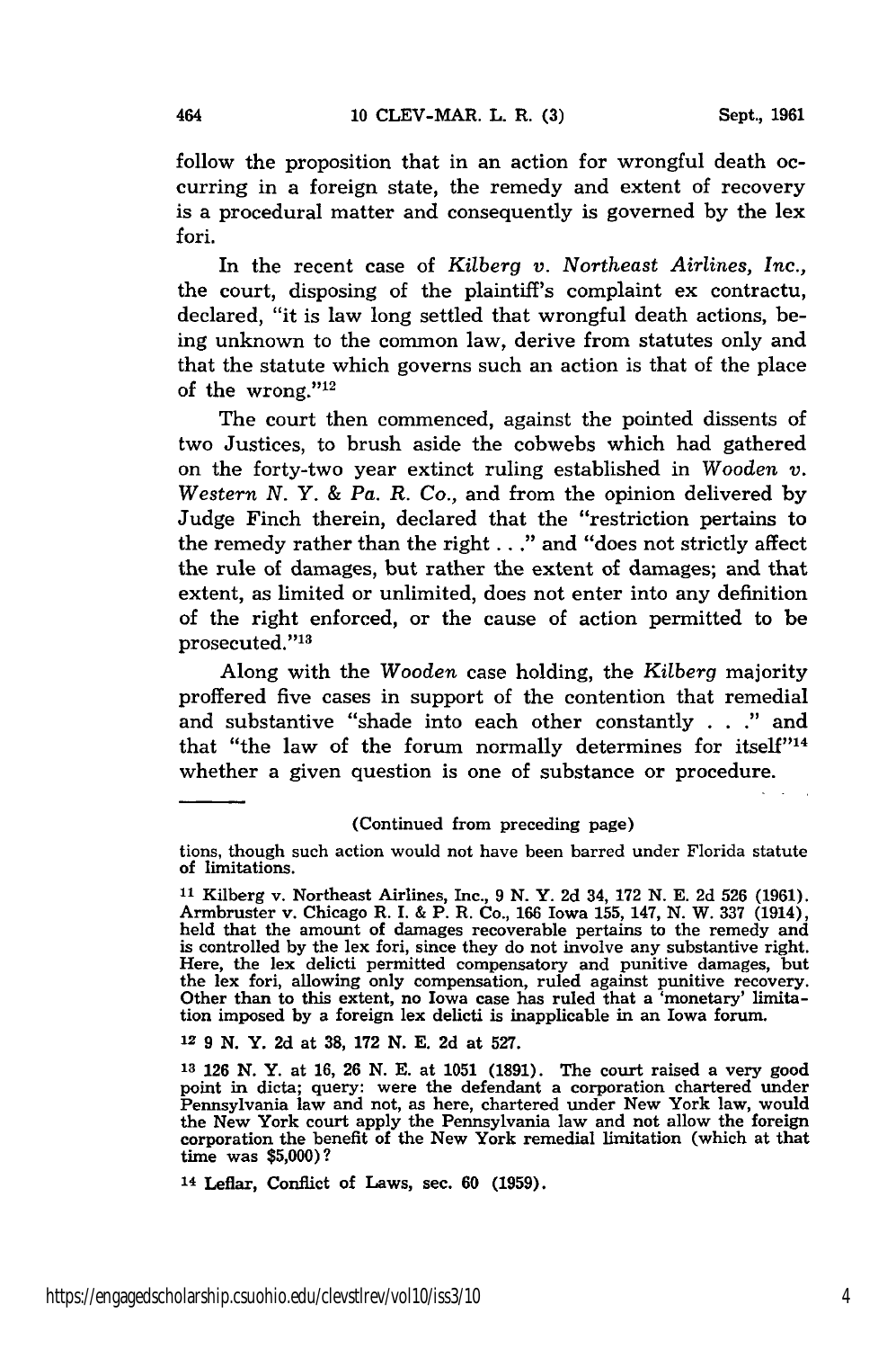follow the proposition that in an action for wrongful death occurring in a foreign state, the remedy and extent of recovery is a procedural matter and consequently is governed by the lex fori.

In the recent case of *Kilberg v. Northeast Airlines, Inc.*, the court, disposing of the plaintiff's complaint ex contractu, declared, "it is law long settled that wrongful death actions, being unknown to the common law, derive from statutes only and that the statute which governs such an action is that of the place of the wrong."[12]

The court then commenced, against the pointed dissents of two Justices, to brush aside the cobwebs which had gathered on the forty-two year extinct ruling established in *Wooden v. Western N. Y. & Pa. R. Co.*, and from the opinion delivered by Judge Finch therein, declared that the "restriction pertains to the remedy rather than the right . . ." and "does not strictly affect the rule of damages, but rather the extent of damages; and that extent, as limited or unlimited, does not enter into any definition of the right enforced, or the cause of action permitted to be prosecuted."[13]

Along with the *Wooden* case holding, the *Kilberg* majority proffered five cases in support of the contention that remedial and substantive "shade into each other constantly . . ." and that "the law of the forum normally determines for itself"[14] whether a given question is one of substance or procedure.

---

(Continued from preceding page)

tions, though such action would not have been barred under Florida statute of limitations.

[11] Kilberg v. Northeast Airlines, Inc., 9 N. Y. 2d 34, 172 N. E. 2d 526 (1961). Armbruster v. Chicago R. I. & P. R. Co., 166 Iowa 155, 147, N. W. 337 (1914), held that the amount of damages recoverable pertains to the remedy and is controlled by the lex fori, since they do not involve any substantive right. Here, the lex delicti permitted compensatory and punitive damages, but the lex fori, allowing only compensation, ruled against punitive recovery. Other than to this extent, no Iowa case has ruled that a 'monetary' limitation imposed by a foreign lex delicti is inapplicable in an Iowa forum.

[12] 9 N. Y. 2d at 38, 172 N. E. 2d at 527.

[13] 126 N. Y. at 16, 26 N. E. at 1051 (1891). The court raised a very good point in dicta; query: were the defendant a corporation chartered under Pennsylvania law and not, as here, chartered under New York law, would the New York court apply the Pennsylvania law and not allow the foreign corporation the benefit of the New York remedial limitation (which at that time was $5,000)?

[14] Leflar, Conflict of Laws, sec. 60 (1959).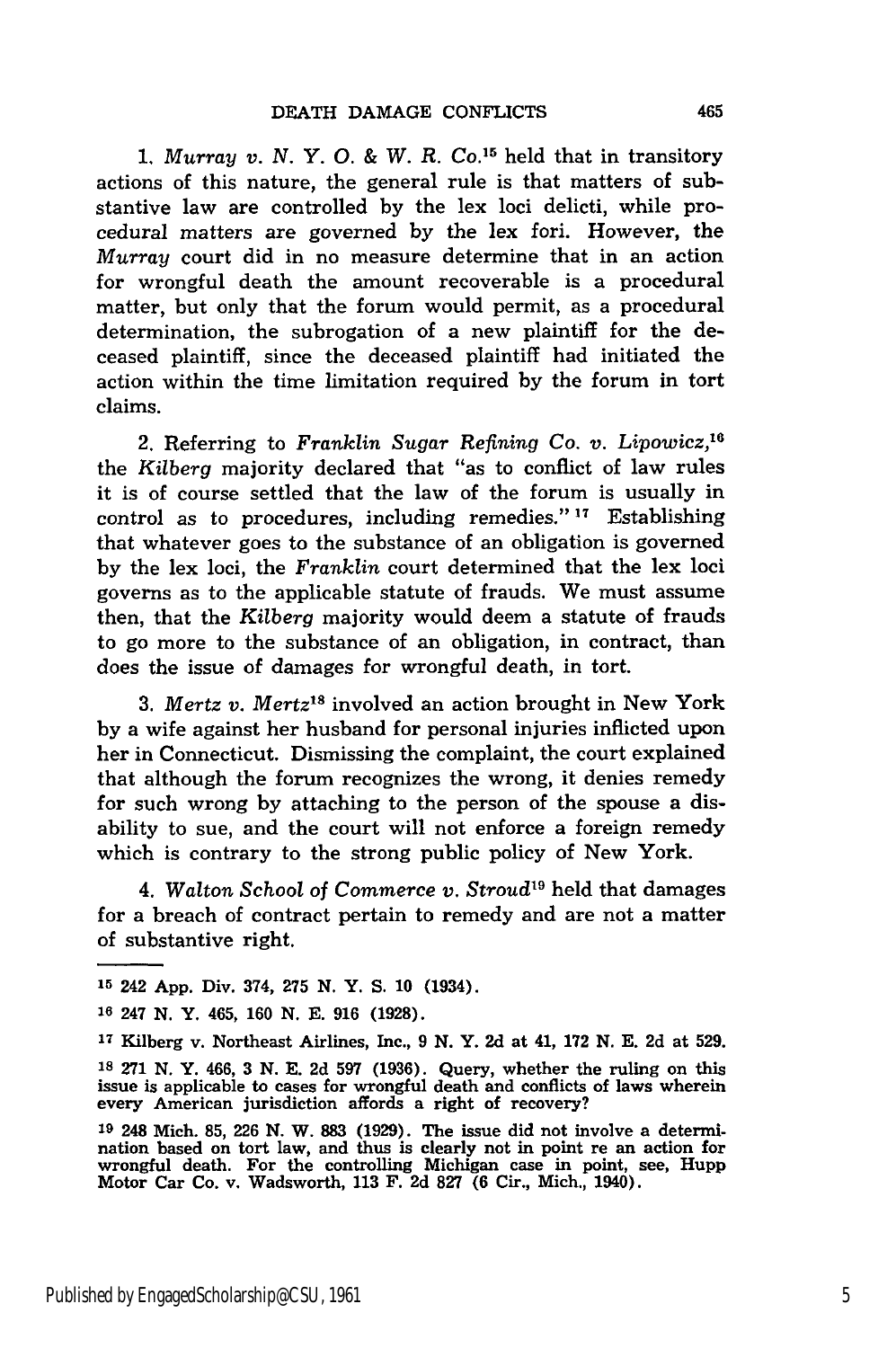1. *Murray v. N. Y. O. & W. R. Co.*[15] held that in transitory actions of this nature, the general rule is that matters of substantive law are controlled by the lex loci delicti, while procedural matters are governed by the lex fori. However, the *Murray* court did in no measure determine that in an action for wrongful death the amount recoverable is a procedural matter, but only that the forum would permit, as a procedural determination, the subrogation of a new plaintiff for the deceased plaintiff, since the deceased plaintiff had initiated the action within the time limitation required by the forum in tort claims.

2. Referring to *Franklin Sugar Refining Co. v. Lipowicz*,[16] the *Kilberg* majority declared that "as to conflict of law rules it is of course settled that the law of the forum is usually in control as to procedures, including remedies."[17] Establishing that whatever goes to the substance of an obligation is governed by the lex loci, the *Franklin* court determined that the lex loci governs as to the applicable statute of frauds. We must assume then, that the *Kilberg* majority would deem a statute of frauds to go more to the substance of an obligation, in contract, than does the issue of damages for wrongful death, in tort.

3. *Mertz v. Mertz*[18] involved an action brought in New York by a wife against her husband for personal injuries inflicted upon her in Connecticut. Dismissing the complaint, the court explained that although the forum recognizes the wrong, it denies remedy for such wrong by attaching to the person of the spouse a disability to sue, and the court will not enforce a foreign remedy which is contrary to the strong public policy of New York.

4. *Walton School of Commerce v. Stroud*[19] held that damages for a breach of contract pertain to remedy and are not a matter of substantive right.

---

[15] 242 App. Div. 374, 275 N. Y. S. 10 (1934).

[16] 247 N. Y. 465, 160 N. E. 916 (1928).

[17] Kilberg v. Northeast Airlines, Inc., 9 N. Y. 2d at 41, 172 N. E. 2d at 529.

[18] 271 N. Y. 466, 3 N. E. 2d 597 (1936). Query, whether the ruling on this issue is applicable to cases for wrongful death and conflicts of laws wherein every American jurisdiction affords a right of recovery?

[19] 248 Mich. 85, 226 N. W. 883 (1929). The issue did not involve a determination based on tort law, and thus is clearly not in point re an action for wrongful death. For the controlling Michigan case in point, see, Hupp Motor Car Co. v. Wadsworth, 113 F. 2d 827 (6 Cir., Mich., 1940).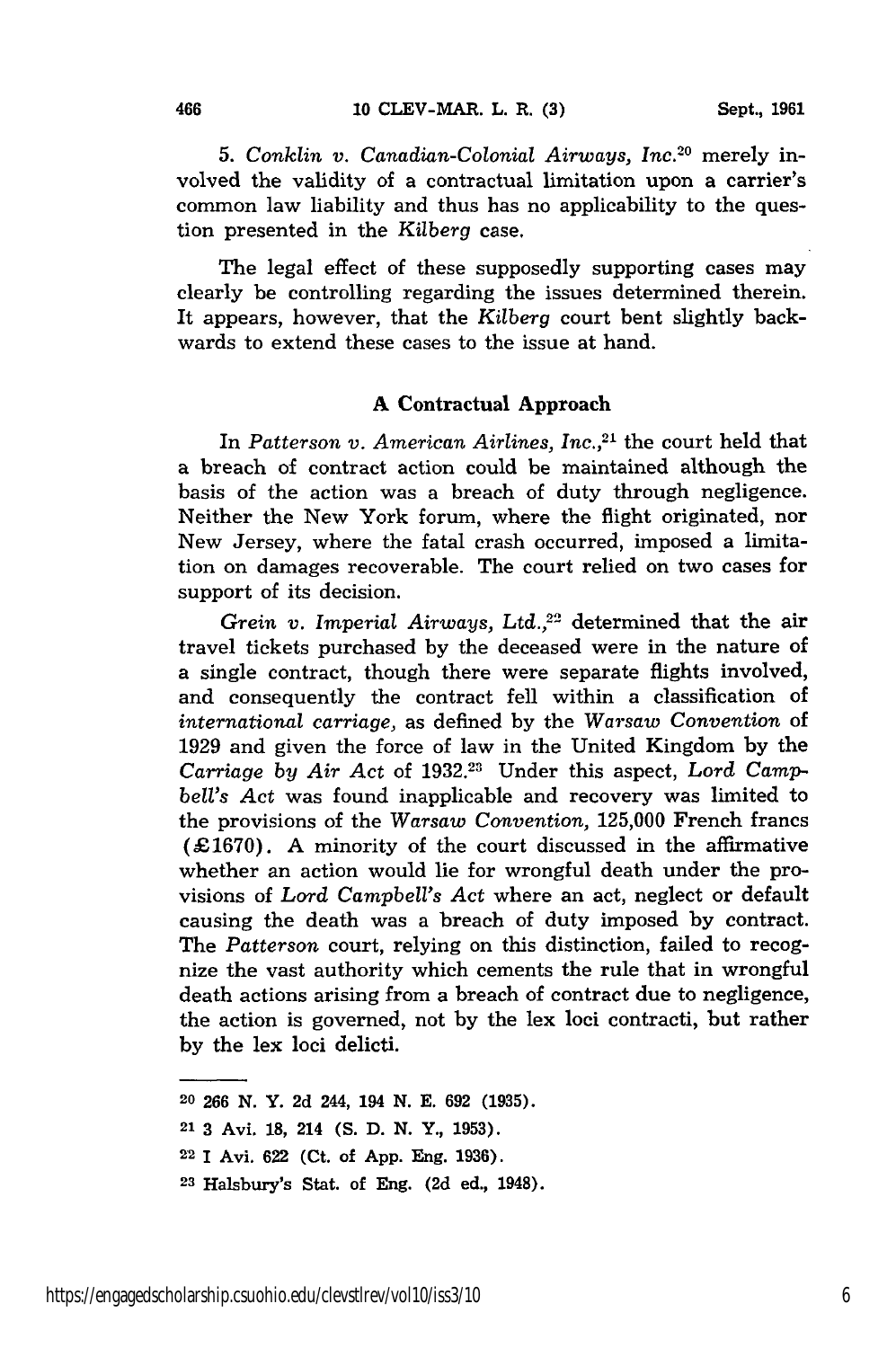5. *Conklin v. Canadian-Colonial Airways, Inc.*[20] merely involved the validity of a contractual limitation upon a carrier's common law liability and thus has no applicability to the question presented in the *Kilberg* case.

The legal effect of these supposedly supporting cases may clearly be controlling regarding the issues determined therein. It appears, however, that the *Kilberg* court bent slightly backwards to extend these cases to the issue at hand.

## A Contractual Approach

In *Patterson v. American Airlines, Inc.*,[21] the court held that a breach of contract action could be maintained although the basis of the action was a breach of duty through negligence. Neither the New York forum, where the flight originated, nor New Jersey, where the fatal crash occurred, imposed a limitation on damages recoverable. The court relied on two cases for support of its decision.

*Grein v. Imperial Airways, Ltd.*,[22] determined that the air travel tickets purchased by the deceased were in the nature of a single contract, though there were separate flights involved, and consequently the contract fell within a classification of *international carriage*, as defined by the *Warsaw Convention* of 1929 and given the force of law in the United Kingdom by the *Carriage by Air Act* of 1932.[23] Under this aspect, *Lord Campbell's Act* was found inapplicable and recovery was limited to the provisions of the *Warsaw Convention*, 125,000 French francs (£1670). A minority of the court discussed in the affirmative whether an action would lie for wrongful death under the provisions of *Lord Campbell's Act* where an act, neglect or default causing the death was a breach of duty imposed by contract. The *Patterson* court, relying on this distinction, failed to recognize the vast authority which cements the rule that in wrongful death actions arising from a breach of contract due to negligence, the action is governed, not by the lex loci contracti, but rather by the lex loci delicti.

---

[20] 266 N. Y. 2d 244, 194 N. E. 692 (1935).

[21] 3 Avi. 18, 214 (S. D. N. Y., 1953).

[22] I Avi. 622 (Ct. of App. Eng. 1936).

[23] Halsbury's Stat. of Eng. (2d ed., 1948).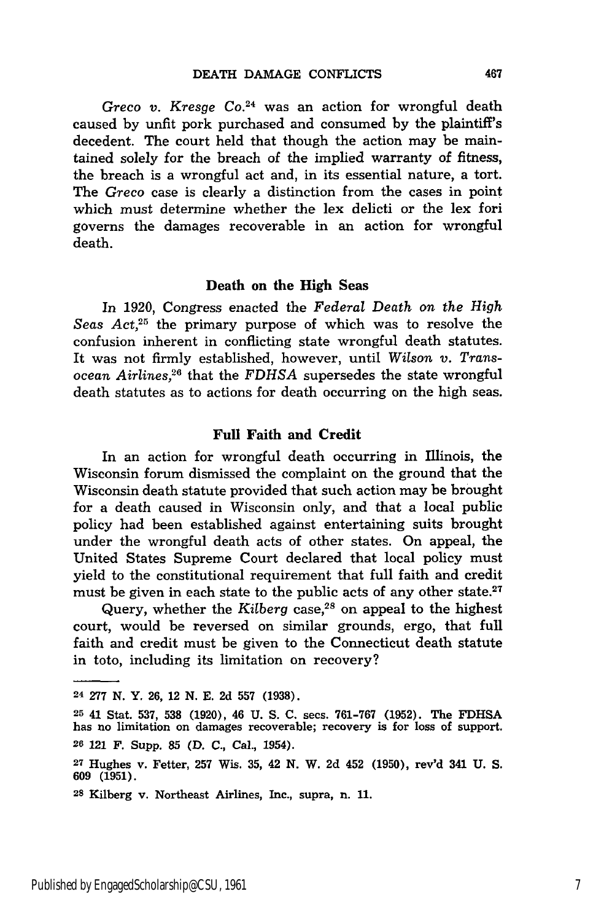*Greco v. Kresge Co.*[24] was an action for wrongful death caused by unfit pork purchased and consumed by the plaintiff's decedent. The court held that though the action may be maintained solely for the breach of the implied warranty of fitness, the breach is a wrongful act and, in its essential nature, a tort. The *Greco* case is clearly a distinction from the cases in point which must determine whether the lex delicti or the lex fori governs the damages recoverable in an action for wrongful death.

### Death on the High Seas

In 1920, Congress enacted the *Federal Death on the High Seas Act*,[25] the primary purpose of which was to resolve the confusion inherent in conflicting state wrongful death statutes. It was not firmly established, however, until *Wilson v. Transocean Airlines*,[26] that the *FDHSA* supersedes the state wrongful death statutes as to actions for death occurring on the high seas.

### Full Faith and Credit

In an action for wrongful death occurring in Illinois, the Wisconsin forum dismissed the complaint on the ground that the Wisconsin death statute provided that such action may be brought for a death caused in Wisconsin only, and that a local public policy had been established against entertaining suits brought under the wrongful death acts of other states. On appeal, the United States Supreme Court declared that local policy must yield to the constitutional requirement that full faith and credit must be given in each state to the public acts of any other state.[27]

Query, whether the *Kilberg* case,[28] on appeal to the highest court, would be reversed on similar grounds, ergo, that full faith and credit must be given to the Connecticut death statute in toto, including its limitation on recovery?

---

[24] 277 N. Y. 26, 12 N. E. 2d 557 (1938).

[25] 41 Stat. 537, 538 (1920), 46 U. S. C. secs. 761-767 (1952). The FDHSA has no limitation on damages recoverable; recovery is for loss of support.

[26] 121 F. Supp. 85 (D. C., Cal., 1954).

[27] Hughes v. Fetter, 257 Wis. 35, 42 N. W. 2d 452 (1950), rev'd 341 U. S. 609 (1951).

[28] Kilberg v. Northeast Airlines, Inc., supra, n. 11.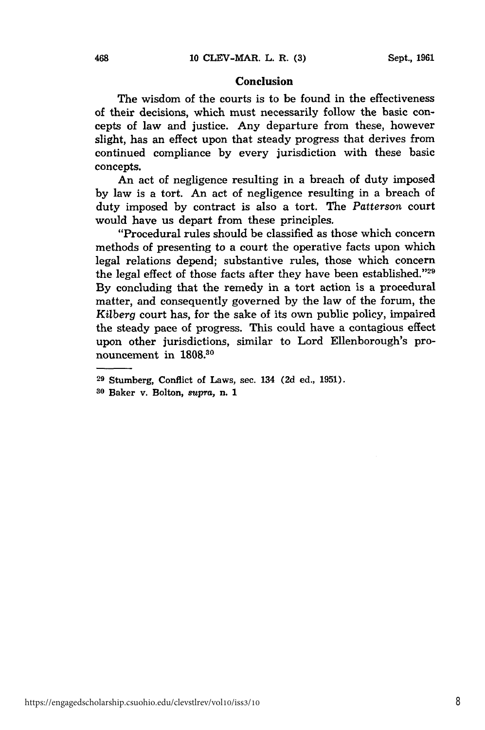## Conclusion

The wisdom of the courts is to be found in the effectiveness of their decisions, which must necessarily follow the basic concepts of law and justice. Any departure from these, however slight, has an effect upon that steady progress that derives from continued compliance by every jurisdiction with these basic concepts.

An act of negligence resulting in a breach of duty imposed by law is a tort. An act of negligence resulting in a breach of duty imposed by contract is also a tort. The *Patterson* court would have us depart from these principles.

"Procedural rules should be classified as those which concern methods of presenting to a court the operative facts upon which legal relations depend; substantive rules, those which concern the legal effect of those facts after they have been established."[29] By concluding that the remedy in a tort action is a procedural matter, and consequently governed by the law of the forum, the *Kilberg* court has, for the sake of its own public policy, impaired the steady pace of progress. This could have a contagious effect upon other jurisdictions, similar to Lord Ellenborough's pronouncement in 1808.[30]

---

[29] Stumberg, Conflict of Laws, sec. 134 (2d ed., 1951).

[30] Baker v. Bolton, *supra*, n. 1